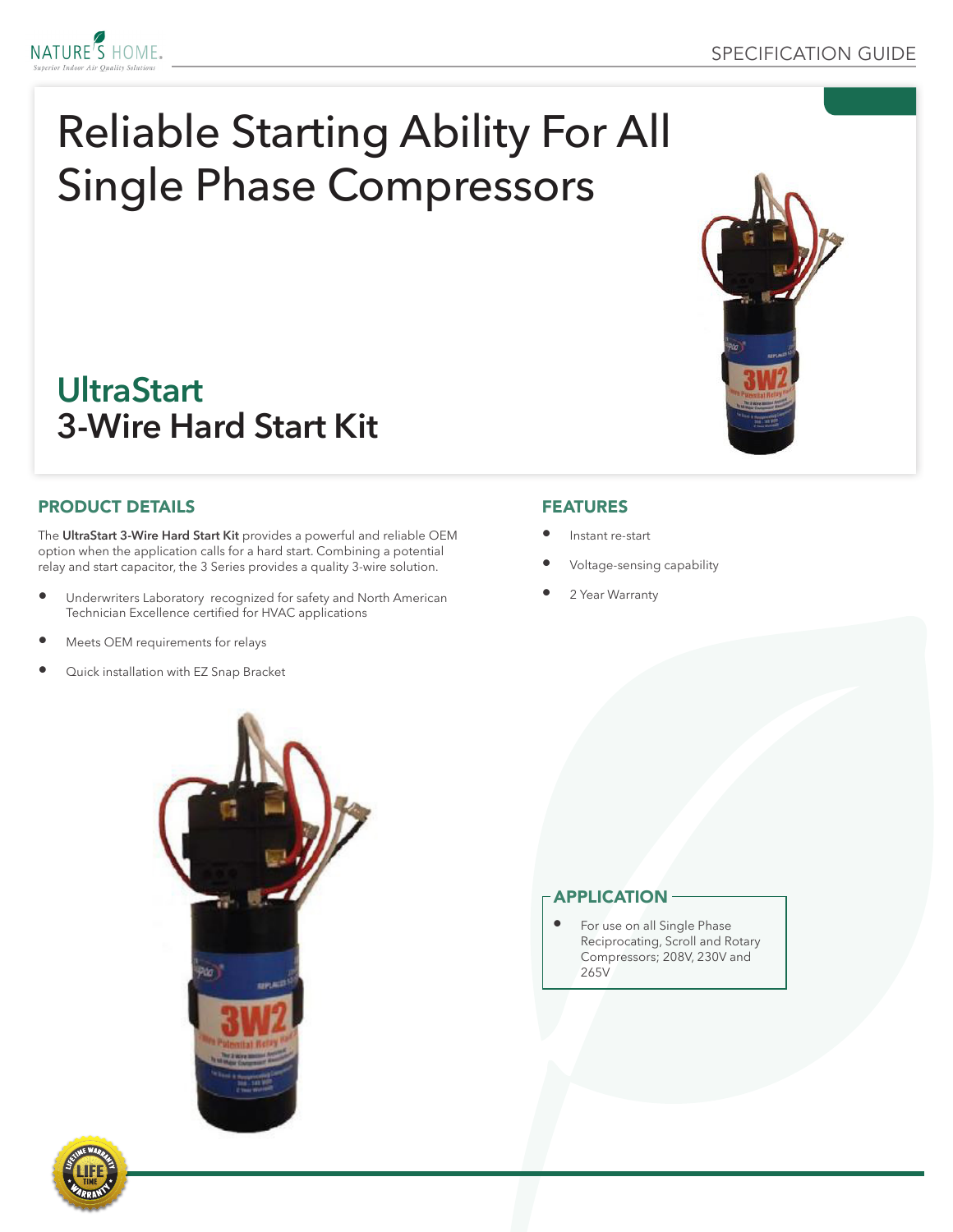# Reliable Starting Ability For All Single Phase Compressors

## UltraStart
## 3-Wire Hard Start Kit

## PRODUCT DETAILS

The **UltraStart 3-Wire Hard Start Kit** provides a powerful and reliable OEM option when the application calls for a hard start. Combining a potential relay and start capacitor, the 3 Series provides a quality 3-wire solution.

- Underwriters Laboratory recognized for safety and North American Technician Excellence certified for HVAC applications
- Meets OEM requirements for relays
- Quick installation with EZ Snap Bracket

## FEATURES

- Instant re-start
- Voltage-sensing capability
- 2 Year Warranty

## APPLICATION

- For use on all Single Phase Reciprocating, Scroll and Rotary Compressors; 208V, 230V and 265V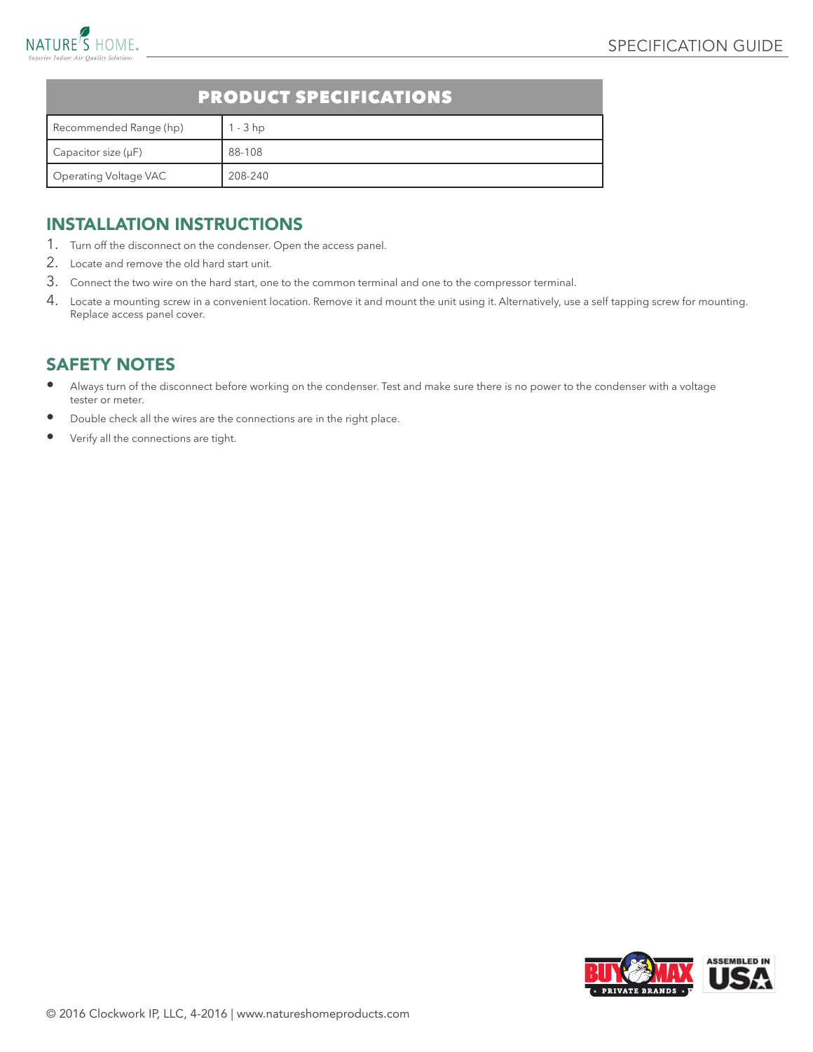## PRODUCT SPECIFICATIONS

| | |
|---|---|
| Recommended Range (hp) | 1 - 3 hp |
| Capacitor size (μF) | 88-108 |
| Operating Voltage VAC | 208-240 |

## INSTALLATION INSTRUCTIONS

1. Turn off the disconnect on the condenser. Open the access panel.
2. Locate and remove the old hard start unit.
3. Connect the two wire on the hard start, one to the common terminal and one to the compressor terminal.
4. Locate a mounting screw in a convenient location. Remove it and mount the unit using it. Alternatively, use a self tapping screw for mounting. Replace access panel cover.

## SAFETY NOTES

- Always turn of the disconnect before working on the condenser. Test and make sure there is no power to the condenser with a voltage tester or meter.
- Double check all the wires are the connections are in the right place.
- Verify all the connections are tight.

© 2016 Clockwork IP, LLC, 4-2016 | www.natureshomeproducts.com